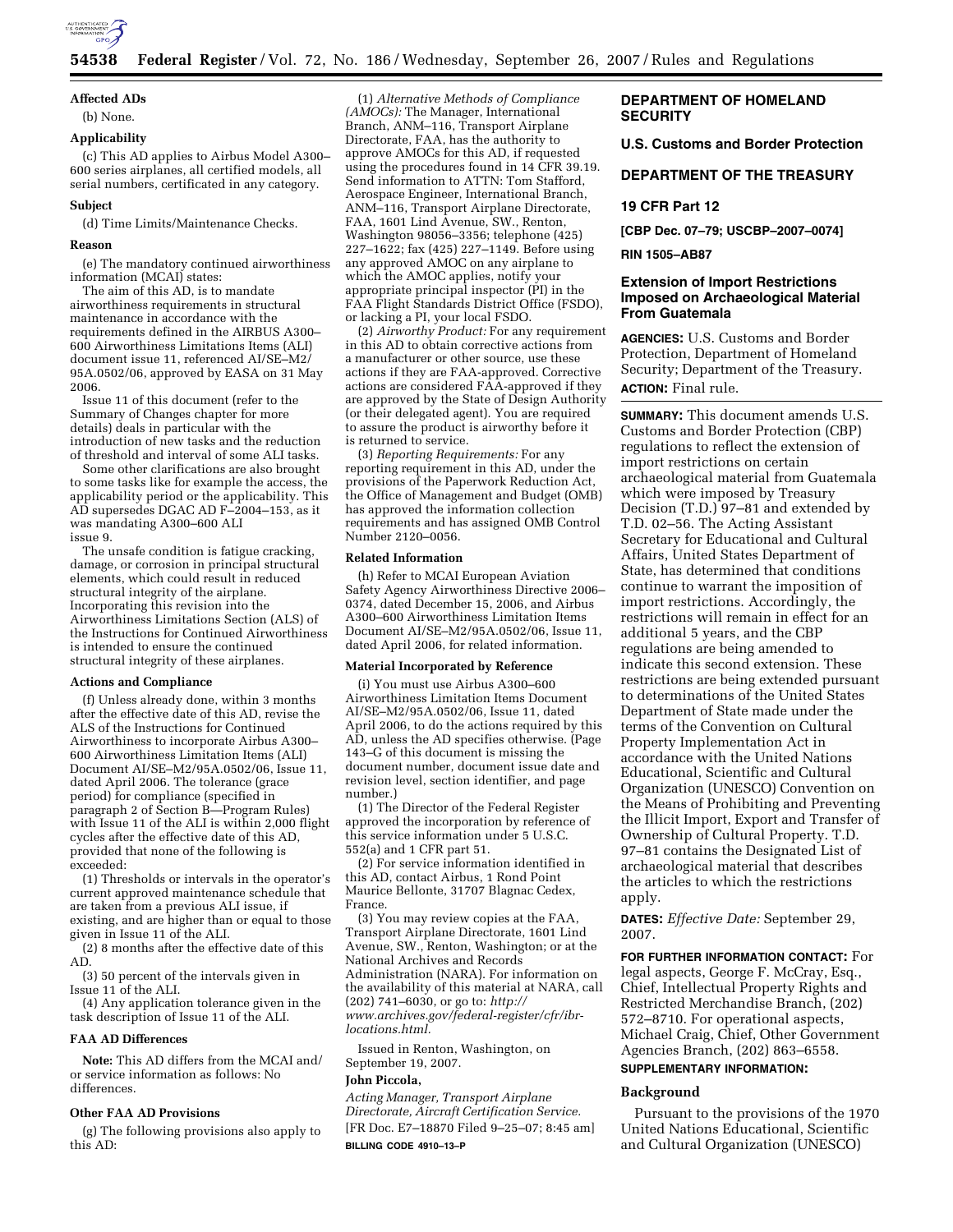### Affected ADs

(b) None.

### Applicability

(c) This AD applies to Airbus Model A300–600 series airplanes, all certified models, all serial numbers, certificated in any category.

### Subject

(d) Time Limits/Maintenance Checks.

### Reason

(e) The mandatory continued airworthiness information (MCAI) states:

The aim of this AD, is to mandate airworthiness requirements in structural maintenance in accordance with the requirements defined in the AIRBUS A300–600 Airworthiness Limitations Items (ALI) document issue 11, referenced AI/SE–M2/95A.0502/06, approved by EASA on 31 May 2006.

Issue 11 of this document (refer to the Summary of Changes chapter for more details) deals in particular with the introduction of new tasks and the reduction of threshold and interval of some ALI tasks.

Some other clarifications are also brought to some tasks like for example the access, the applicability period or the applicability. This AD supersedes DGAC AD F–2004–153, as it was mandating A300–600 ALI issue 9.

The unsafe condition is fatigue cracking, damage, or corrosion in principal structural elements, which could result in reduced structural integrity of the airplane. Incorporating this revision into the Airworthiness Limitations Section (ALS) of the Instructions for Continued Airworthiness is intended to ensure the continued structural integrity of these airplanes.

### Actions and Compliance

(f) Unless already done, within 3 months after the effective date of this AD, revise the ALS of the Instructions for Continued Airworthiness to incorporate Airbus A300–600 Airworthiness Limitation Items (ALI) Document AI/SE–M2/95A.0502/06, Issue 11, dated April 2006. The tolerance (grace period) for compliance (specified in paragraph 2 of Section B—Program Rules) with Issue 11 of the ALI is within 2,000 flight cycles after the effective date of this AD, provided that none of the following is exceeded:

(1) Thresholds or intervals in the operator's current approved maintenance schedule that are taken from a previous ALI issue, if existing, and are higher than or equal to those given in Issue 11 of the ALI.

(2) 8 months after the effective date of this AD.

(3) 50 percent of the intervals given in Issue 11 of the ALI.

(4) Any application tolerance given in the task description of Issue 11 of the ALI.

### FAA AD Differences

**Note:** This AD differs from the MCAI and/or service information as follows: No differences.

### Other FAA AD Provisions

(g) The following provisions also apply to this AD:

(1) *Alternative Methods of Compliance (AMOCs):* The Manager, International Branch, ANM–116, Transport Airplane Directorate, FAA, has the authority to approve AMOCs for this AD, if requested using the procedures found in 14 CFR 39.19. Send information to ATTN: Tom Stafford, Aerospace Engineer, International Branch, ANM–116, Transport Airplane Directorate, FAA, 1601 Lind Avenue, SW., Renton, Washington 98056–3356; telephone (425) 227–1622; fax (425) 227–1149. Before using any approved AMOC on any airplane to which the AMOC applies, notify your appropriate principal inspector (PI) in the FAA Flight Standards District Office (FSDO), or lacking a PI, your local FSDO.

(2) *Airworthy Product:* For any requirement in this AD to obtain corrective actions from a manufacturer or other source, use these actions if they are FAA-approved. Corrective actions are considered FAA-approved if they are approved by the State of Design Authority (or their delegated agent). You are required to assure the product is airworthy before it is returned to service.

(3) *Reporting Requirements:* For any reporting requirement in this AD, under the provisions of the Paperwork Reduction Act, the Office of Management and Budget (OMB) has approved the information collection requirements and has assigned OMB Control Number 2120–0056.

### Related Information

(h) Refer to MCAI European Aviation Safety Agency Airworthiness Directive 2006–0374, dated December 15, 2006, and Airbus A300–600 Airworthiness Limitation Items Document AI/SE–M2/95A.0502/06, Issue 11, dated April 2006, for related information.

### Material Incorporated by Reference

(i) You must use Airbus A300–600 Airworthiness Limitation Items Document AI/SE–M2/95A.0502/06, Issue 11, dated April 2006, to do the actions required by this AD, unless the AD specifies otherwise. (Page 143–G of this document is missing the document number, document issue date and revision level, section identifier, and page number.)

(1) The Director of the Federal Register approved the incorporation by reference of this service information under 5 U.S.C. 552(a) and 1 CFR part 51.

(2) For service information identified in this AD, contact Airbus, 1 Rond Point Maurice Bellonte, 31707 Blagnac Cedex, France.

(3) You may review copies at the FAA, Transport Airplane Directorate, 1601 Lind Avenue, SW., Renton, Washington; or at the National Archives and Records Administration (NARA). For information on the availability of this material at NARA, call (202) 741–6030, or go to: *http://www.archives.gov/federal-register/cfr/ibr-locations.html.*

Issued in Renton, Washington, on September 19, 2007.

**John Piccola,**

*Acting Manager, Transport Airplane Directorate, Aircraft Certification Service.*

[FR Doc. E7–18870 Filed 9–25–07; 8:45 am]

**BILLING CODE 4910–13–P**

## DEPARTMENT OF HOMELAND SECURITY

## U.S. Customs and Border Protection

## DEPARTMENT OF THE TREASURY

## 19 CFR Part 12

**[CBP Dec. 07–79; USCBP–2007–0074]**

**RIN 1505–AB87**

## Extension of Import Restrictions Imposed on Archaeological Material From Guatemala

**AGENCIES:** U.S. Customs and Border Protection, Department of Homeland Security; Department of the Treasury.

**ACTION:** Final rule.

**SUMMARY:** This document amends U.S. Customs and Border Protection (CBP) regulations to reflect the extension of import restrictions on certain archaeological material from Guatemala which were imposed by Treasury Decision (T.D.) 97–81 and extended by T.D. 02–56. The Acting Assistant Secretary for Educational and Cultural Affairs, United States Department of State, has determined that conditions continue to warrant the imposition of import restrictions. Accordingly, the restrictions will remain in effect for an additional 5 years, and the CBP regulations are being amended to indicate this second extension. These restrictions are being extended pursuant to determinations of the United States Department of State made under the terms of the Convention on Cultural Property Implementation Act in accordance with the United Nations Educational, Scientific and Cultural Organization (UNESCO) Convention on the Means of Prohibiting and Preventing the Illicit Import, Export and Transfer of Ownership of Cultural Property. T.D. 97–81 contains the Designated List of archaeological material that describes the articles to which the restrictions apply.

**DATES:** *Effective Date:* September 29, 2007.

**FOR FURTHER INFORMATION CONTACT:** For legal aspects, George F. McCray, Esq., Chief, Intellectual Property Rights and Restricted Merchandise Branch, (202) 572–8710. For operational aspects, Michael Craig, Chief, Other Government Agencies Branch, (202) 863–6558.

**SUPPLEMENTARY INFORMATION:**

### Background

Pursuant to the provisions of the 1970 United Nations Educational, Scientific and Cultural Organization (UNESCO)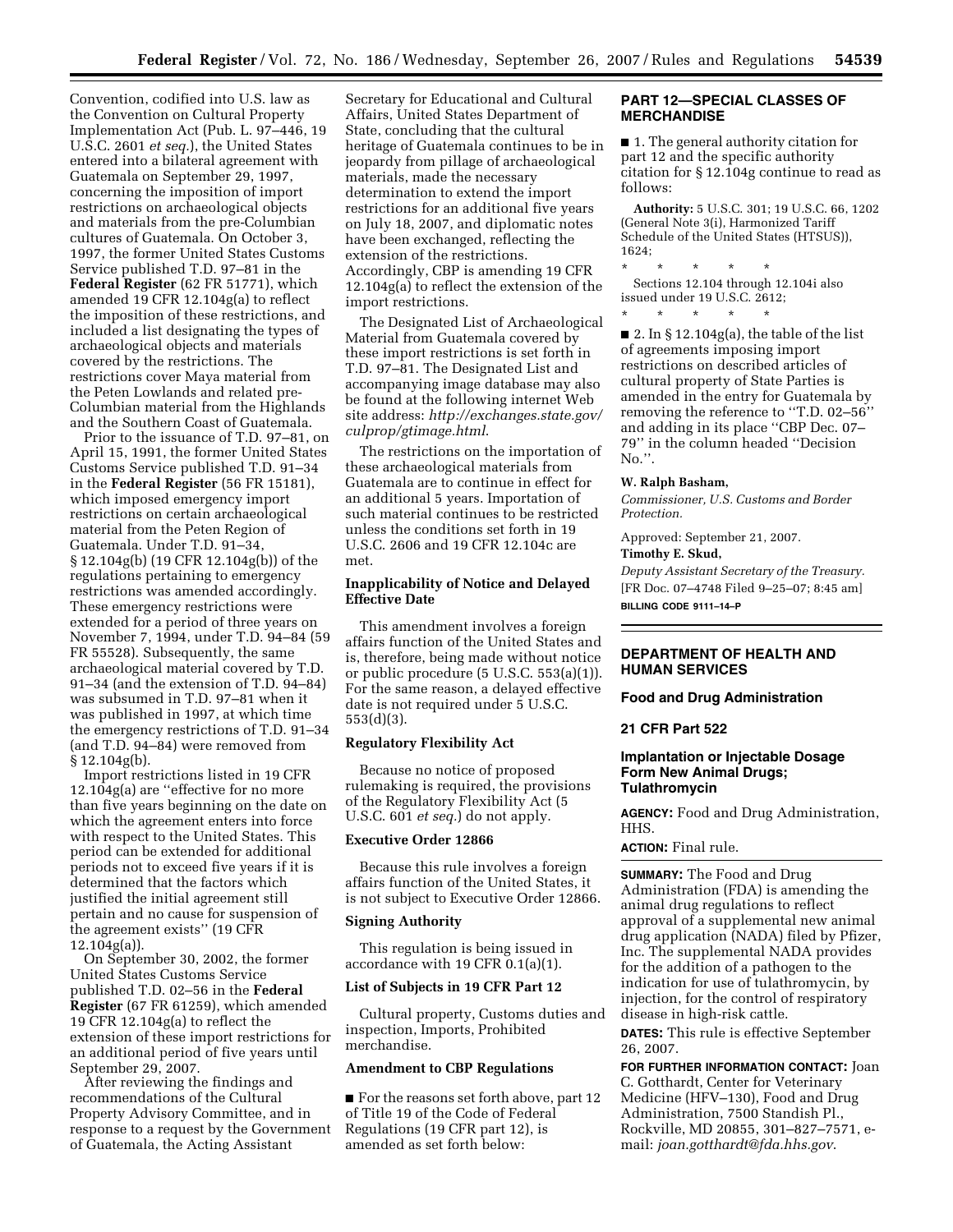Convention, codified into U.S. law as the Convention on Cultural Property Implementation Act (Pub. L. 97–446, 19 U.S.C. 2601 *et seq.*), the United States entered into a bilateral agreement with Guatemala on September 29, 1997, concerning the imposition of import restrictions on archaeological objects and materials from the pre-Columbian cultures of Guatemala. On October 3, 1997, the former United States Customs Service published T.D. 97–81 in the **Federal Register** (62 FR 51771), which amended 19 CFR 12.104g(a) to reflect the imposition of these restrictions, and included a list designating the types of archaeological objects and materials covered by the restrictions. The restrictions cover Maya material from the Peten Lowlands and related pre-Columbian material from the Highlands and the Southern Coast of Guatemala.

Prior to the issuance of T.D. 97–81, on April 15, 1991, the former United States Customs Service published T.D. 91–34 in the **Federal Register** (56 FR 15181), which imposed emergency import restrictions on certain archaeological material from the Peten Region of Guatemala. Under T.D. 91–34, § 12.104g(b) (19 CFR 12.104g(b)) of the regulations pertaining to emergency restrictions was amended accordingly. These emergency restrictions were extended for a period of three years on November 7, 1994, under T.D. 94–84 (59 FR 55528). Subsequently, the same archaeological material covered by T.D. 91–34 (and the extension of T.D. 94–84) was subsumed in T.D. 97–81 when it was published in 1997, at which time the emergency restrictions of T.D. 91–34 (and T.D. 94–84) were removed from § 12.104g(b).

Import restrictions listed in 19 CFR 12.104g(a) are ''effective for no more than five years beginning on the date on which the agreement enters into force with respect to the United States. This period can be extended for additional periods not to exceed five years if it is determined that the factors which justified the initial agreement still pertain and no cause for suspension of the agreement exists'' (19 CFR 12.104g(a)).

On September 30, 2002, the former United States Customs Service published T.D. 02–56 in the **Federal Register** (67 FR 61259), which amended 19 CFR 12.104g(a) to reflect the extension of these import restrictions for an additional period of five years until September 29, 2007.

After reviewing the findings and recommendations of the Cultural Property Advisory Committee, and in response to a request by the Government of Guatemala, the Acting Assistant Secretary for Educational and Cultural Affairs, United States Department of State, concluding that the cultural heritage of Guatemala continues to be in jeopardy from pillage of archaeological materials, made the necessary determination to extend the import restrictions for an additional five years on July 18, 2007, and diplomatic notes have been exchanged, reflecting the extension of the restrictions. Accordingly, CBP is amending 19 CFR 12.104g(a) to reflect the extension of the import restrictions.

The Designated List of Archaeological Material from Guatemala covered by these import restrictions is set forth in T.D. 97–81. The Designated List and accompanying image database may also be found at the following internet Web site address: *http://exchanges.state.gov/culprop/gtimage.html*.

The restrictions on the importation of these archaeological materials from Guatemala are to continue in effect for an additional 5 years. Importation of such material continues to be restricted unless the conditions set forth in 19 U.S.C. 2606 and 19 CFR 12.104c are met.

### Inapplicability of Notice and Delayed Effective Date

This amendment involves a foreign affairs function of the United States and is, therefore, being made without notice or public procedure (5 U.S.C. 553(a)(1)). For the same reason, a delayed effective date is not required under 5 U.S.C. 553(d)(3).

### Regulatory Flexibility Act

Because no notice of proposed rulemaking is required, the provisions of the Regulatory Flexibility Act (5 U.S.C. 601 *et seq.*) do not apply.

### Executive Order 12866

Because this rule involves a foreign affairs function of the United States, it is not subject to Executive Order 12866.

### Signing Authority

This regulation is being issued in accordance with 19 CFR 0.1(a)(1).

### List of Subjects in 19 CFR Part 12

Cultural property, Customs duties and inspection, Imports, Prohibited merchandise.

### Amendment to CBP Regulations

■ For the reasons set forth above, part 12 of Title 19 of the Code of Federal Regulations (19 CFR part 12), is amended as set forth below:

## PART 12—SPECIAL CLASSES OF MERCHANDISE

■ 1. The general authority citation for part 12 and the specific authority citation for § 12.104g continue to read as follows:

**Authority:** 5 U.S.C. 301; 19 U.S.C. 66, 1202 (General Note 3(i), Harmonized Tariff Schedule of the United States (HTSUS)), 1624;

\* \* \* \* \*

Sections 12.104 through 12.104i also issued under 19 U.S.C. 2612;

\* \* \* \* \*

■ 2. In § 12.104g(a), the table of the list of agreements imposing import restrictions on described articles of cultural property of State Parties is amended in the entry for Guatemala by removing the reference to ''T.D. 02–56'' and adding in its place ''CBP Dec. 07–79'' in the column headed ''Decision No.''.

**W. Ralph Basham,**

*Commissioner, U.S. Customs and Border Protection.*

Approved: September 21, 2007.

**Timothy E. Skud,**

*Deputy Assistant Secretary of the Treasury.*

[FR Doc. 07–4748 Filed 9–25–07; 8:45 am]

**BILLING CODE 9111–14–P**

---

## DEPARTMENT OF HEALTH AND HUMAN SERVICES

### Food and Drug Administration

### 21 CFR Part 522

### Implantation or Injectable Dosage Form New Animal Drugs; Tulathromycin

**AGENCY:** Food and Drug Administration, HHS.

**ACTION:** Final rule.

**SUMMARY:** The Food and Drug Administration (FDA) is amending the animal drug regulations to reflect approval of a supplemental new animal drug application (NADA) filed by Pfizer, Inc. The supplemental NADA provides for the addition of a pathogen to the indication for use of tulathromycin, by injection, for the control of respiratory disease in high-risk cattle.

**DATES:** This rule is effective September 26, 2007.

**FOR FURTHER INFORMATION CONTACT:** Joan C. Gotthardt, Center for Veterinary Medicine (HFV–130), Food and Drug Administration, 7500 Standish Pl., Rockville, MD 20855, 301–827–7571, e-mail: *joan.gotthardt@fda.hhs.gov*.